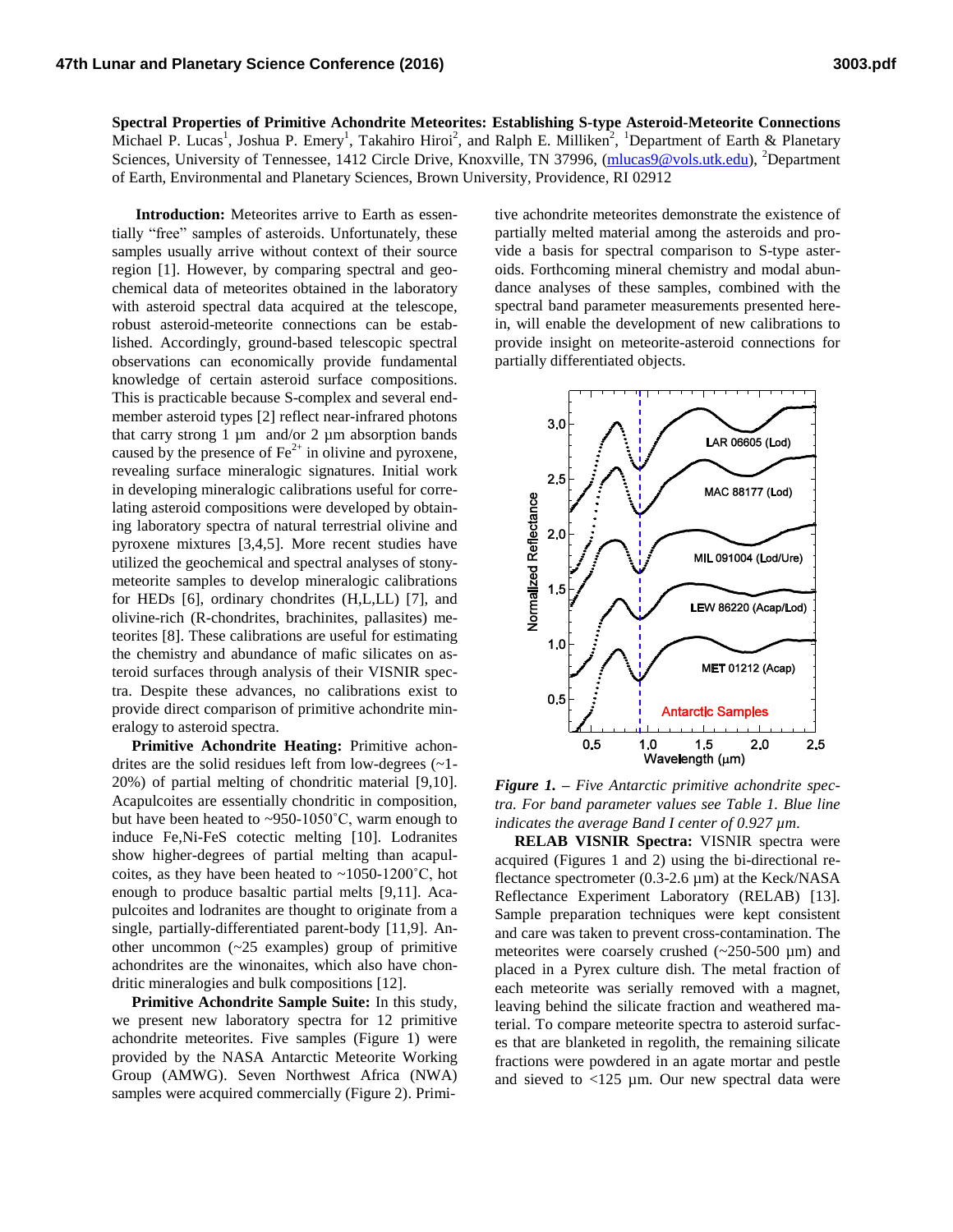**Spectral Properties of Primitive Achondrite Meteorites: Establishing S-type Asteroid-Meteorite Connections**
Michael P. Lucas[1], Joshua P. Emery[1], Takahiro Hiroi[2], and Ralph E. Milliken[2], [1]Department of Earth & Planetary Sciences, University of Tennessee, 1412 Circle Drive, Knoxville, TN 37996, (mlucas9@vols.utk.edu), [2]Department of Earth, Environmental and Planetary Sciences, Brown University, Providence, RI 02912

**Introduction:** Meteorites arrive to Earth as essentially "free" samples of asteroids. Unfortunately, these samples usually arrive without context of their source region [1]. However, by comparing spectral and geochemical data of meteorites obtained in the laboratory with asteroid spectral data acquired at the telescope, robust asteroid-meteorite connections can be established. Accordingly, ground-based telescopic spectral observations can economically provide fundamental knowledge of certain asteroid surface compositions. This is practicable because S-complex and several end-member asteroid types [2] reflect near-infrared photons that carry strong 1 µm and/or 2 µm absorption bands caused by the presence of $Fe^{2+}$ in olivine and pyroxene, revealing surface mineralogic signatures. Initial work in developing mineralogic calibrations useful for correlating asteroid compositions were developed by obtaining laboratory spectra of natural terrestrial olivine and pyroxene mixtures [3,4,5]. More recent studies have utilized the geochemical and spectral analyses of stony-meteorite samples to develop mineralogic calibrations for HEDs [6], ordinary chondrites (H,L,LL) [7], and olivine-rich (R-chondrites, brachinites, pallasites) meteorites [8]. These calibrations are useful for estimating the chemistry and abundance of mafic silicates on asteroid surfaces through analysis of their VISNIR spectra. Despite these advances, no calibrations exist to provide direct comparison of primitive achondrite mineralogy to asteroid spectra.

**Primitive Achondrite Heating:** Primitive achondrites are the solid residues left from low-degrees (~1-20%) of partial melting of chondritic material [9,10]. Acapulcoites are essentially chondritic in composition, but have been heated to ~950-1050˚C, warm enough to induce Fe,Ni-FeS cotectic melting [10]. Lodranites show higher-degrees of partial melting than acapulcoites, as they have been heated to ~1050-1200˚C, hot enough to produce basaltic partial melts [9,11]. Acapulcoites and lodranites are thought to originate from a single, partially-differentiated parent-body [11,9]. Another uncommon (~25 examples) group of primitive achondrites are the winonaites, which also have chondritic mineralogies and bulk compositions [12].

**Primitive Achondrite Sample Suite:** In this study, we present new laboratory spectra for 12 primitive achondrite meteorites. Five samples (Figure 1) were provided by the NASA Antarctic Meteorite Working Group (AMWG). Seven Northwest Africa (NWA) samples were acquired commercially (Figure 2). Primitive achondrite meteorites demonstrate the existence of partially melted material among the asteroids and provide a basis for spectral comparison to S-type asteroids. Forthcoming mineral chemistry and modal abundance analyses of these samples, combined with the spectral band parameter measurements presented herein, will enable the development of new calibrations to provide insight on meteorite-asteroid connections for partially differentiated objects.

*Figure 1. – Five Antarctic primitive achondrite spectra. For band parameter values see Table 1. Blue line indicates the average Band I center of 0.927 µm.*

**RELAB VISNIR Spectra:** VISNIR spectra were acquired (Figures 1 and 2) using the bi-directional reflectance spectrometer (0.3-2.6 µm) at the Keck/NASA Reflectance Experiment Laboratory (RELAB) [13]. Sample preparation techniques were kept consistent and care was taken to prevent cross-contamination. The meteorites were coarsely crushed (~250-500 µm) and placed in a Pyrex culture dish. The metal fraction of each meteorite was serially removed with a magnet, leaving behind the silicate fraction and weathered material. To compare meteorite spectra to asteroid surfaces that are blanketed in regolith, the remaining silicate fractions were powdered in an agate mortar and pestle and sieved to <125 µm. Our new spectral data were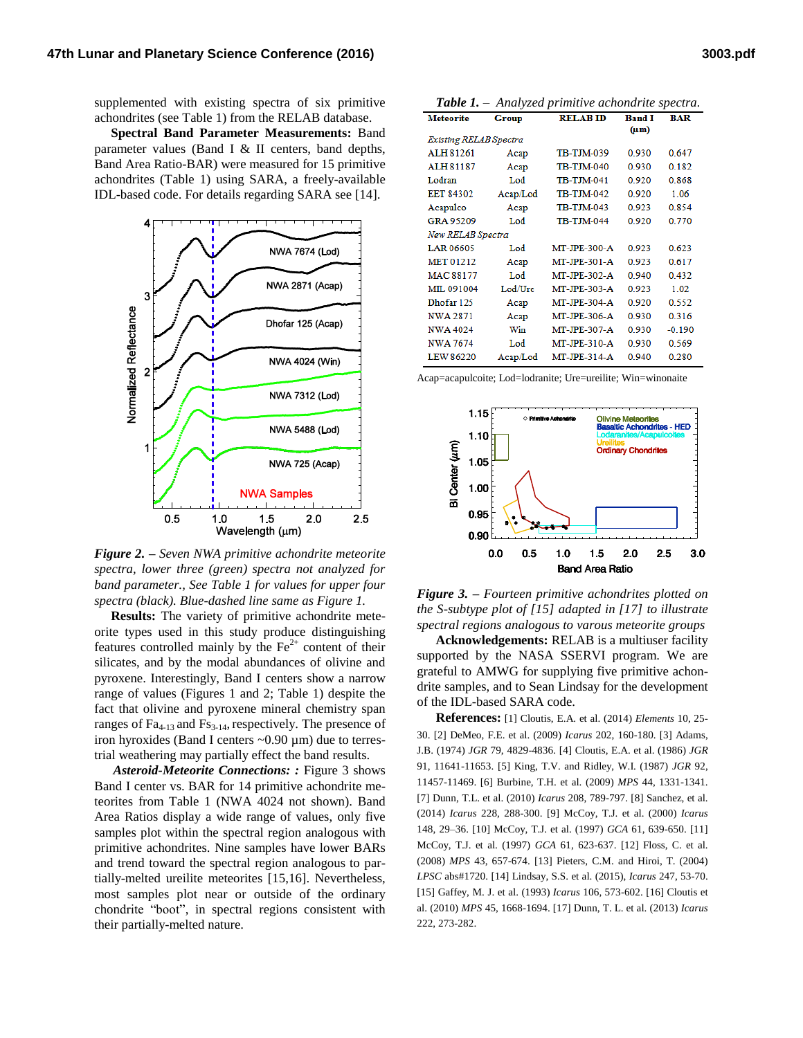supplemented with existing spectra of six primitive achondrites (see Table 1) from the RELAB database.

**Spectral Band Parameter Measurements:** Band parameter values (Band I & II centers, band depths, Band Area Ratio-BAR) were measured for 15 primitive achondrites (Table 1) using SARA, a freely-available IDL-based code. For details regarding SARA see [14].

4
3
2
1
Normalized Reflectance
0.5
1.0
1.5
2.0
2.5
Wavelength (µm)
NWA 7674 (Lod)
NWA 2871 (Acap)
Dhofar 125 (Acap)
NWA 4024 (Win)
NWA 7312 (Lod)
NWA 5488 (Lod)
NWA 725 (Acap)
NWA Samples

*Figure 2. – Seven NWA primitive achondrite meteorite spectra, lower three (green) spectra not analyzed for band parameter., See Table 1 for values for upper four spectra (black). Blue-dashed line same as Figure 1.*

**Results:** The variety of primitive achondrite meteorite types used in this study produce distinguishing features controlled mainly by the $Fe^{2+}$ content of their silicates, and by the modal abundances of olivine and pyroxene. Interestingly, Band I centers show a narrow range of values (Figures 1 and 2; Table 1) despite the fact that olivine and pyroxene mineral chemistry span ranges of $Fa_{4\text{-}13}$ and $Fs_{3\text{-}14}$, respectively. The presence of iron hyroxides (Band I centers ~0.90 µm) due to terrestrial weathering may partially effect the band results.

***Asteroid-Meteorite Connections: :*** Figure 3 shows Band I center vs. BAR for 14 primitive achondrite meteorites from Table 1 (NWA 4024 not shown). Band Area Ratios display a wide range of values, only five samples plot within the spectral region analogous with primitive achondrites. Nine samples have lower BARs and trend toward the spectral region analogous to partially-melted ureilite meteorites [15,16]. Nevertheless, most samples plot near or outside of the ordinary chondrite "boot", in spectral regions consistent with their partially-melted nature.

***Table 1.** – Analyzed primitive achondrite spectra.*

| Meteorite | Group | RELAB ID | Band I (µm) | BAR |
|---|---|---|---|---|
| *Existing RELAB Spectra* | | | | |
| ALH 81261 | Acap | TB-TJM-039 | 0.930 | 0.647 |
| ALH 81187 | Acap | TB-TJM-040 | 0.930 | 0.182 |
| Lodran | Lod | TB-TJM-041 | 0.920 | 0.868 |
| EET 84302 | Acap/Lod | TB-TJM-042 | 0.920 | 1.06 |
| Acapulco | Acap | TB-TJM-043 | 0.923 | 0.854 |
| GRA 95209 | Lod | TB-TJM-044 | 0.920 | 0.770 |
| *New RELAB Spectra* | | | | |
| LAR 06605 | Lod | MT-JPE-300-A | 0.923 | 0.623 |
| MET 01212 | Acap | MT-JPE-301-A | 0.923 | 0.617 |
| MAC 88177 | Lod | MT-JPE-302-A | 0.940 | 0.432 |
| MIL 091004 | Lod/Ure | MT-JPE-303-A | 0.923 | 1.02 |
| Dhofar 125 | Acap | MT-JPE-304-A | 0.920 | 0.552 |
| NWA 2871 | Acap | MT-JPE-306-A | 0.930 | 0.316 |
| NWA 4024 | Win | MT-JPE-307-A | 0.930 | -0.190 |
| NWA 7674 | Lod | MT-JPE-310-A | 0.930 | 0.569 |
| LEW 86220 | Acap/Lod | MT-JPE-314-A | 0.940 | 0.280 |

Acap=acapulcoite; Lod=lodranite; Ure=ureilite; Win=winonaite

1.15
1.10
1.05
1.00
0.95
0.90
BI Center (µm)
0.0
0.5
1.0
1.5
2.0
2.5
3.0
Band Area Ratio
◇ Primitive Achondrite
Olivine Meteorites
Basaltic Achondrites - HED
Lodaranites/Acapulcoites
Ureilites
Ordinary Chondrites

*Figure 3. – Fourteen primitive achondrites plotted on the S-subtype plot of [15] adapted in [17] to illustrate spectral regions analogous to varous meteorite groups*

**Acknowledgements:** RELAB is a multiuser facility supported by the NASA SSERVI program. We are grateful to AMWG for supplying five primitive achondrite samples, and to Sean Lindsay for the development of the IDL-based SARA code.

**References:** [1] Cloutis, E.A. et al. (2014) *Elements* 10, 25-30. [2] DeMeo, F.E. et al. (2009) *Icarus* 202, 160-180. [3] Adams, J.B. (1974) *JGR* 79, 4829-4836. [4] Cloutis, E.A. et al. (1986) *JGR* 91, 11641-11653. [5] King, T.V. and Ridley, W.I. (1987) *JGR* 92, 11457-11469. [6] Burbine, T.H. et al. (2009) *MPS* 44, 1331-1341. [7] Dunn, T.L. et al. (2010) *Icarus* 208, 789-797. [8] Sanchez, et al. (2014) *Icarus* 228, 288-300. [9] McCoy, T.J. et al. (2000) *Icarus* 148, 29–36. [10] McCoy, T.J. et al. (1997) *GCA* 61, 639-650. [11] McCoy, T.J. et al. (1997) *GCA* 61, 623-637. [12] Floss, C. et al. (2008) *MPS* 43, 657-674. [13] Pieters, C.M. and Hiroi, T. (2004) *LPSC* abs#1720. [14] Lindsay, S.S. et al. (2015), *Icarus* 247, 53-70. [15] Gaffey, M. J. et al. (1993) *Icarus* 106, 573-602. [16] Cloutis et al. (2010) *MPS* 45, 1668-1694. [17] Dunn, T. L. et al. (2013) *Icarus* 222, 273-282.